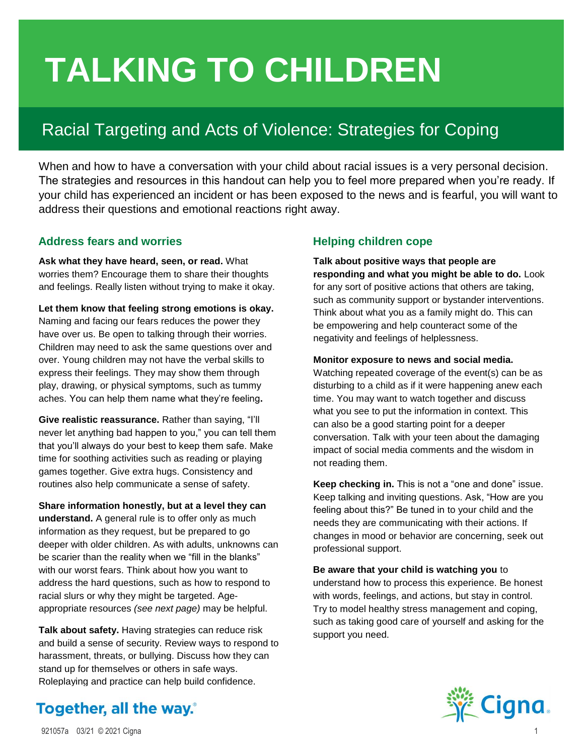# TALKING TO CHILDREN

## Racial Targeting and Acts of Violence: Strategies for Coping

When and how to have a conversation with your child about racial issues is a very personal decision. The strategies and resources in this handout can help you to feel more prepared when you're ready. If your child has experienced an incident or has been exposed to the news and is fearful, you will want to address their questions and emotional reactions right away.

### Address fears and worries

**Ask what they have heard, seen, or read.** What worries them? Encourage them to share their thoughts and feelings. Really listen without trying to make it okay.

**Let them know that feeling strong emotions is okay.** Naming and facing our fears reduces the power they have over us. Be open to talking through their worries. Children may need to ask the same questions over and over. Young children may not have the verbal skills to express their feelings. They may show them through play, drawing, or physical symptoms, such as tummy aches. You can help them name what they're feeling**.**

**Give realistic reassurance.** Rather than saying, "I'll never let anything bad happen to you," you can tell them that you'll always do your best to keep them safe. Make time for soothing activities such as reading or playing games together. Give extra hugs. Consistency and routines also help communicate a sense of safety.

**Share information honestly, but at a level they can understand.** A general rule is to offer only as much information as they request, but be prepared to go deeper with older children. As with adults, unknowns can be scarier than the reality when we "fill in the blanks" with our worst fears. Think about how you want to address the hard questions, such as how to respond to racial slurs or why they might be targeted. Age-appropriate resources *(see next page)* may be helpful.

**Talk about safety.** Having strategies can reduce risk and build a sense of security. Review ways to respond to harassment, threats, or bullying. Discuss how they can stand up for themselves or others in safe ways. Roleplaying and practice can help build confidence.

### Helping children cope

**Talk about positive ways that people are responding and what you might be able to do.** Look for any sort of positive actions that others are taking, such as community support or bystander interventions. Think about what you as a family might do. This can be empowering and help counteract some of the negativity and feelings of helplessness.

**Monitor exposure to news and social media.** Watching repeated coverage of the event(s) can be as disturbing to a child as if it were happening anew each time. You may want to watch together and discuss what you see to put the information in context. This can also be a good starting point for a deeper conversation. Talk with your teen about the damaging impact of social media comments and the wisdom in not reading them.

**Keep checking in.** This is not a "one and done" issue. Keep talking and inviting questions. Ask, "How are you feeling about this?" Be tuned in to your child and the needs they are communicating with their actions. If changes in mood or behavior are concerning, seek out professional support.

**Be aware that your child is watching you** to understand how to process this experience. Be honest with words, feelings, and actions, but stay in control. Try to model healthy stress management and coping, such as taking good care of yourself and asking for the support you need.

Together, all the way.®

Cigna

921057a 03/21 © 2021 Cigna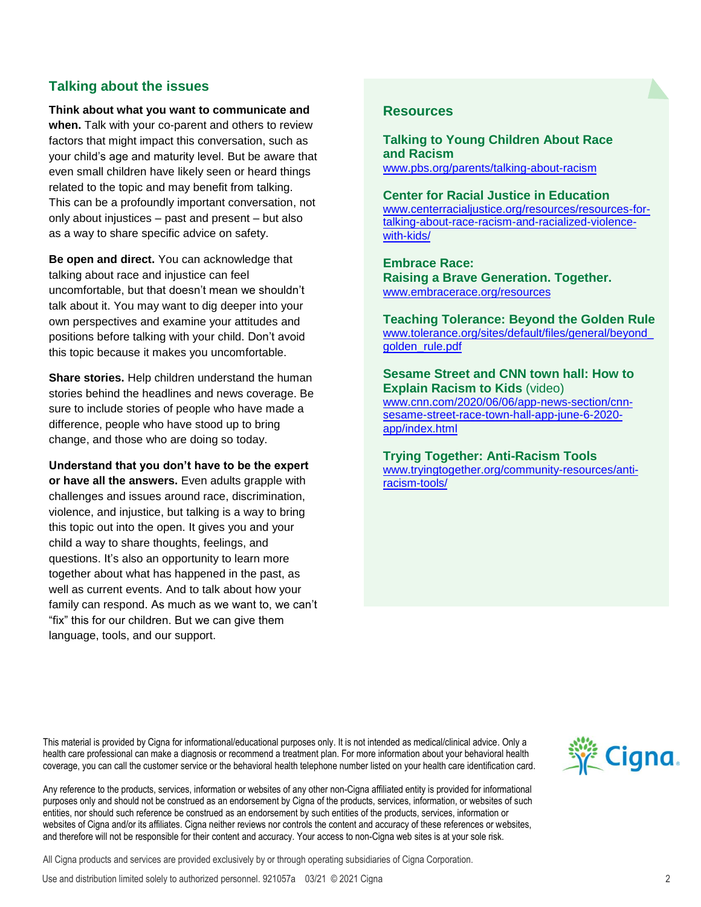## Talking about the issues

**Think about what you want to communicate and when.** Talk with your co-parent and others to review factors that might impact this conversation, such as your child's age and maturity level. But be aware that even small children have likely seen or heard things related to the topic and may benefit from talking. This can be a profoundly important conversation, not only about injustices – past and present – but also as a way to share specific advice on safety.

**Be open and direct.** You can acknowledge that talking about race and injustice can feel uncomfortable, but that doesn't mean we shouldn't talk about it. You may want to dig deeper into your own perspectives and examine your attitudes and positions before talking with your child. Don't avoid this topic because it makes you uncomfortable.

**Share stories.** Help children understand the human stories behind the headlines and news coverage. Be sure to include stories of people who have made a difference, people who have stood up to bring change, and those who are doing so today.

**Understand that you don't have to be the expert or have all the answers.** Even adults grapple with challenges and issues around race, discrimination, violence, and injustice, but talking is a way to bring this topic out into the open. It gives you and your child a way to share thoughts, feelings, and questions. It's also an opportunity to learn more together about what has happened in the past, as well as current events. And to talk about how your family can respond. As much as we want to, we can't "fix" this for our children. But we can give them language, tools, and our support.

## Resources

**Talking to Young Children About Race and Racism**
www.pbs.org/parents/talking-about-racism

**Center for Racial Justice in Education**
www.centerracialjustice.org/resources/resources-for-talking-about-race-racism-and-racialized-violence-with-kids/

**Embrace Race:**
**Raising a Brave Generation. Together.**
www.embracerace.org/resources

**Teaching Tolerance: Beyond the Golden Rule**
www.tolerance.org/sites/default/files/general/beyond_golden_rule.pdf

**Sesame Street and CNN town hall: How to Explain Racism to Kids** (video)
www.cnn.com/2020/06/06/app-news-section/cnn-sesame-street-race-town-hall-app-june-6-2020-app/index.html

**Trying Together: Anti-Racism Tools**
www.tryingtogether.org/community-resources/anti-racism-tools/

This material is provided by Cigna for informational/educational purposes only. It is not intended as medical/clinical advice. Only a health care professional can make a diagnosis or recommend a treatment plan. For more information about your behavioral health coverage, you can call the customer service or the behavioral health telephone number listed on your health care identification card.

Any reference to the products, services, information or websites of any other non-Cigna affiliated entity is provided for informational purposes only and should not be construed as an endorsement by Cigna of the products, services, information, or websites of such entities, nor should such reference be construed as an endorsement by such entities of the products, services, information or websites of Cigna and/or its affiliates. Cigna neither reviews nor controls the content and accuracy of these references or websites, and therefore will not be responsible for their content and accuracy. Your access to non-Cigna web sites is at your sole risk.

All Cigna products and services are provided exclusively by or through operating subsidiaries of Cigna Corporation.

Use and distribution limited solely to authorized personnel. 921057a 03/21 © 2021 Cigna